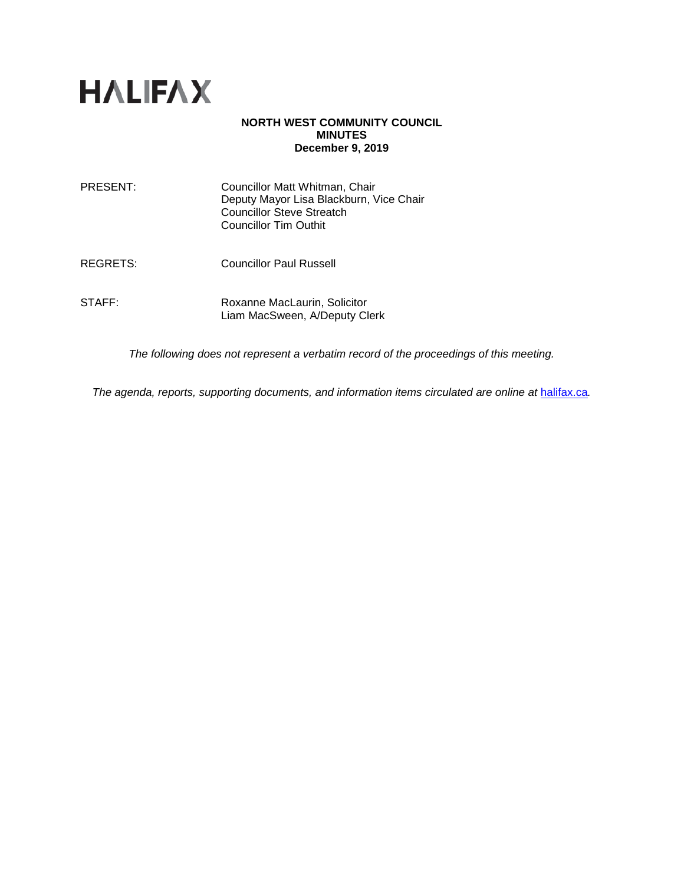HALIFAX

**NORTH WEST COMMUNITY COUNCIL**
**MINUTES**
**December 9, 2019**

| | |
|---|---|
| PRESENT: | Councillor Matt Whitman, Chair<br>Deputy Mayor Lisa Blackburn, Vice Chair<br>Councillor Steve Streatch<br>Councillor Tim Outhit |
| REGRETS: | Councillor Paul Russell |
| STAFF: | Roxanne MacLaurin, Solicitor<br>Liam MacSween, A/Deputy Clerk |

*The following does not represent a verbatim record of the proceedings of this meeting.*

*The agenda, reports, supporting documents, and information items circulated are online at* [halifax.ca](halifax.ca)*.*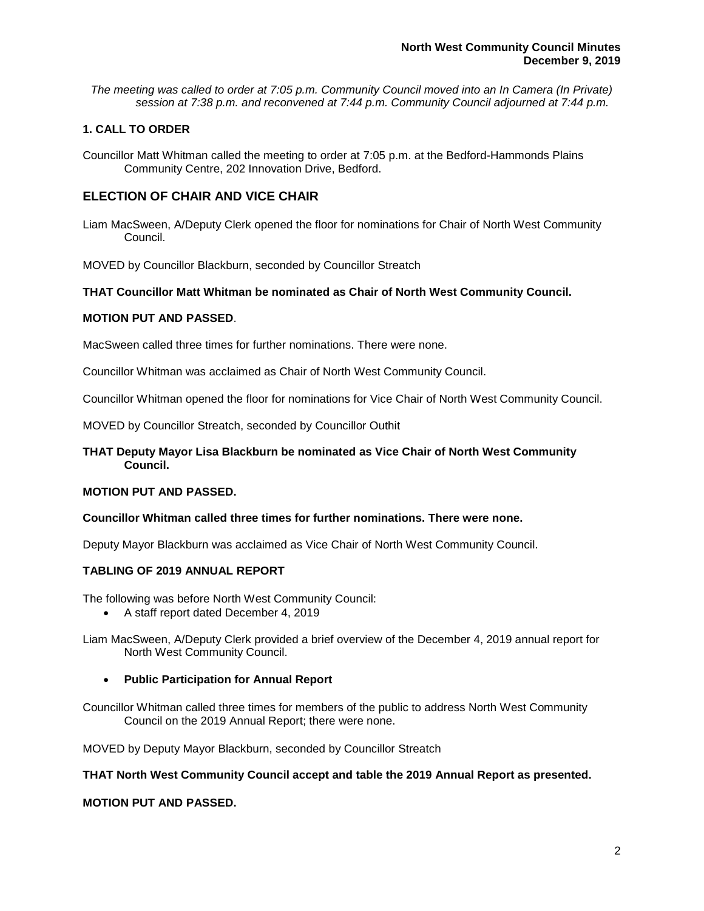*The meeting was called to order at 7:05 p.m. Community Council moved into an In Camera (In Private) session at 7:38 p.m. and reconvened at 7:44 p.m. Community Council adjourned at 7:44 p.m.*

### 1. CALL TO ORDER

Councillor Matt Whitman called the meeting to order at 7:05 p.m. at the Bedford-Hammonds Plains Community Centre, 202 Innovation Drive, Bedford.

## ELECTION OF CHAIR AND VICE CHAIR

Liam MacSween, A/Deputy Clerk opened the floor for nominations for Chair of North West Community Council.

MOVED by Councillor Blackburn, seconded by Councillor Streatch

**THAT Councillor Matt Whitman be nominated as Chair of North West Community Council.**

**MOTION PUT AND PASSED**.

MacSween called three times for further nominations. There were none.

Councillor Whitman was acclaimed as Chair of North West Community Council.

Councillor Whitman opened the floor for nominations for Vice Chair of North West Community Council.

MOVED by Councillor Streatch, seconded by Councillor Outhit

**THAT Deputy Mayor Lisa Blackburn be nominated as Vice Chair of North West Community Council.**

**MOTION PUT AND PASSED.**

**Councillor Whitman called three times for further nominations. There were none.**

Deputy Mayor Blackburn was acclaimed as Vice Chair of North West Community Council.

### TABLING OF 2019 ANNUAL REPORT

The following was before North West Community Council:

- A staff report dated December 4, 2019

Liam MacSween, A/Deputy Clerk provided a brief overview of the December 4, 2019 annual report for North West Community Council.

- **Public Participation for Annual Report**

Councillor Whitman called three times for members of the public to address North West Community Council on the 2019 Annual Report; there were none.

MOVED by Deputy Mayor Blackburn, seconded by Councillor Streatch

**THAT North West Community Council accept and table the 2019 Annual Report as presented.**

**MOTION PUT AND PASSED.**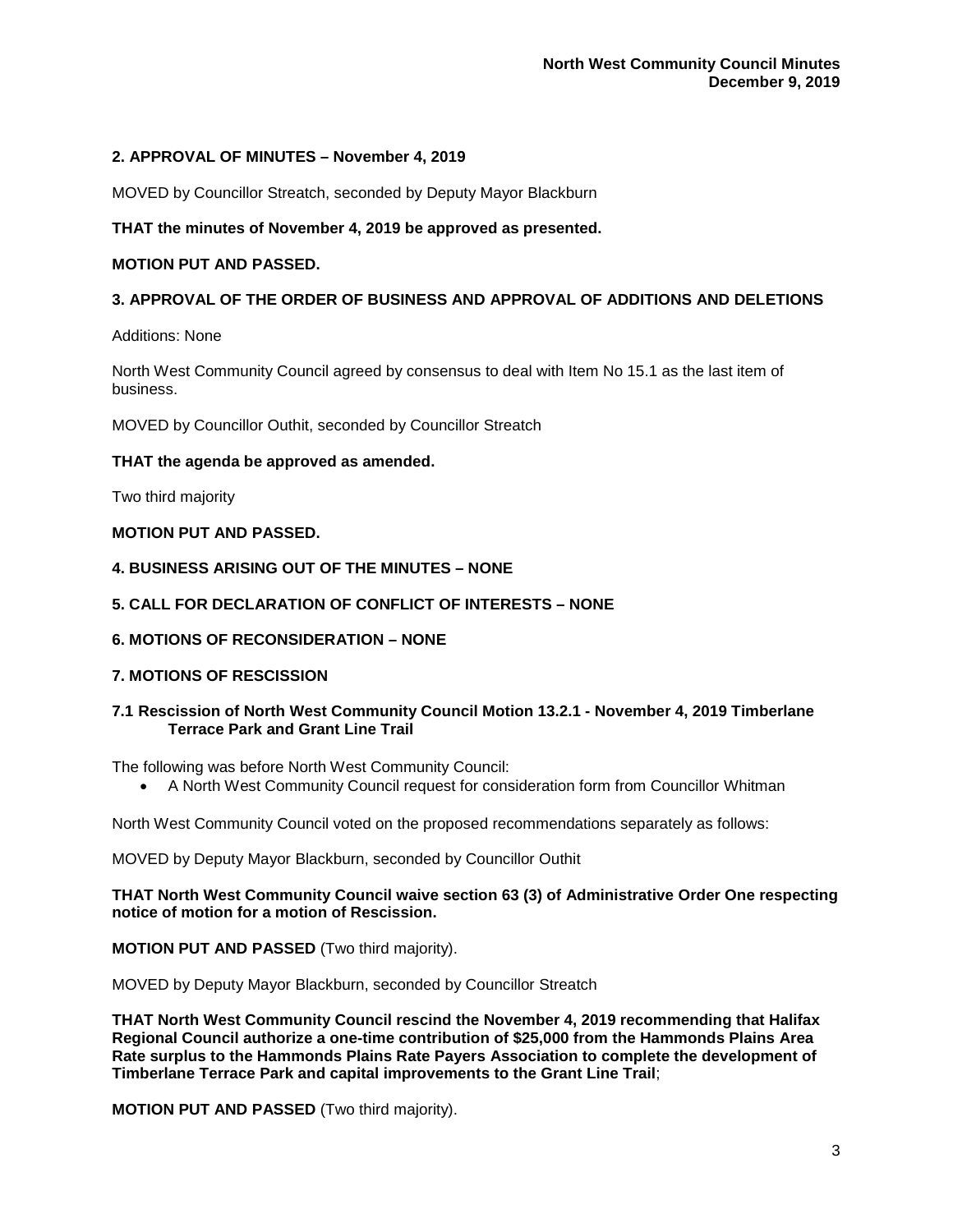## 2. APPROVAL OF MINUTES – November 4, 2019

MOVED by Councillor Streatch, seconded by Deputy Mayor Blackburn

**THAT the minutes of November 4, 2019 be approved as presented.**

**MOTION PUT AND PASSED.**

## 3. APPROVAL OF THE ORDER OF BUSINESS AND APPROVAL OF ADDITIONS AND DELETIONS

Additions: None

North West Community Council agreed by consensus to deal with Item No 15.1 as the last item of business.

MOVED by Councillor Outhit, seconded by Councillor Streatch

**THAT the agenda be approved as amended.**

Two third majority

**MOTION PUT AND PASSED.**

## 4. BUSINESS ARISING OUT OF THE MINUTES – NONE

## 5. CALL FOR DECLARATION OF CONFLICT OF INTERESTS – NONE

## 6. MOTIONS OF RECONSIDERATION – NONE

## 7. MOTIONS OF RESCISSION

### 7.1 Rescission of North West Community Council Motion 13.2.1 - November 4, 2019 Timberlane Terrace Park and Grant Line Trail

The following was before North West Community Council:

- A North West Community Council request for consideration form from Councillor Whitman

North West Community Council voted on the proposed recommendations separately as follows:

MOVED by Deputy Mayor Blackburn, seconded by Councillor Outhit

**THAT North West Community Council waive section 63 (3) of Administrative Order One respecting notice of motion for a motion of Rescission.**

**MOTION PUT AND PASSED** (Two third majority).

MOVED by Deputy Mayor Blackburn, seconded by Councillor Streatch

**THAT North West Community Council rescind the November 4, 2019 recommending that Halifax Regional Council authorize a one-time contribution of $25,000 from the Hammonds Plains Area Rate surplus to the Hammonds Plains Rate Payers Association to complete the development of Timberlane Terrace Park and capital improvements to the Grant Line Trail**;

**MOTION PUT AND PASSED** (Two third majority).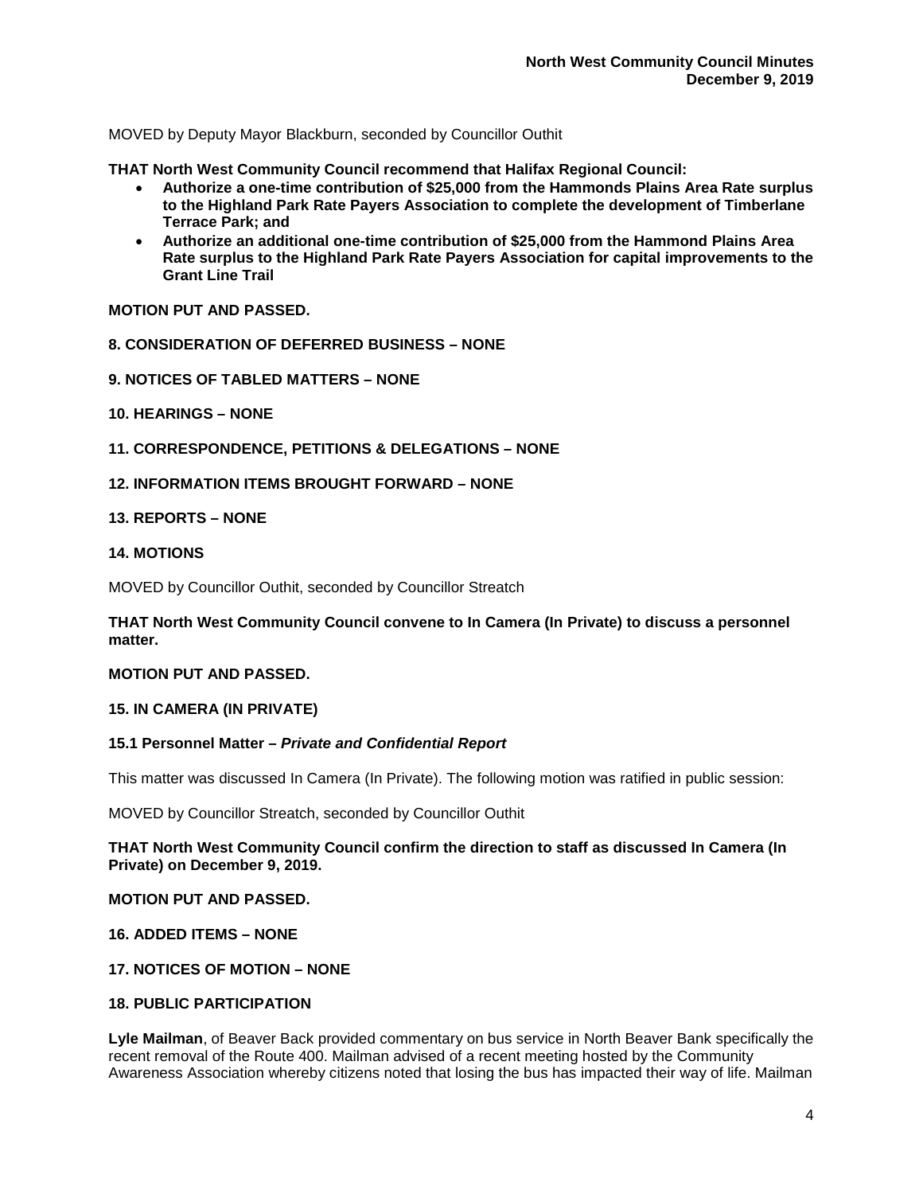MOVED by Deputy Mayor Blackburn, seconded by Councillor Outhit

**THAT North West Community Council recommend that Halifax Regional Council:**

- **Authorize a one-time contribution of $25,000 from the Hammonds Plains Area Rate surplus to the Highland Park Rate Payers Association to complete the development of Timberlane Terrace Park; and**
- **Authorize an additional one-time contribution of $25,000 from the Hammond Plains Area Rate surplus to the Highland Park Rate Payers Association for capital improvements to the Grant Line Trail**

**MOTION PUT AND PASSED.**

## 8. CONSIDERATION OF DEFERRED BUSINESS – NONE

## 9. NOTICES OF TABLED MATTERS – NONE

## 10. HEARINGS – NONE

## 11. CORRESPONDENCE, PETITIONS & DELEGATIONS – NONE

## 12. INFORMATION ITEMS BROUGHT FORWARD – NONE

## 13. REPORTS – NONE

## 14. MOTIONS

MOVED by Councillor Outhit, seconded by Councillor Streatch

**THAT North West Community Council convene to In Camera (In Private) to discuss a personnel matter.**

**MOTION PUT AND PASSED.**

## 15. IN CAMERA (IN PRIVATE)

### 15.1 Personnel Matter – *Private and Confidential Report*

This matter was discussed In Camera (In Private). The following motion was ratified in public session:

MOVED by Councillor Streatch, seconded by Councillor Outhit

**THAT North West Community Council confirm the direction to staff as discussed In Camera (In Private) on December 9, 2019.**

**MOTION PUT AND PASSED.**

## 16. ADDED ITEMS – NONE

## 17. NOTICES OF MOTION – NONE

## 18. PUBLIC PARTICIPATION

**Lyle Mailman**, of Beaver Back provided commentary on bus service in North Beaver Bank specifically the recent removal of the Route 400. Mailman advised of a recent meeting hosted by the Community Awareness Association whereby citizens noted that losing the bus has impacted their way of life. Mailman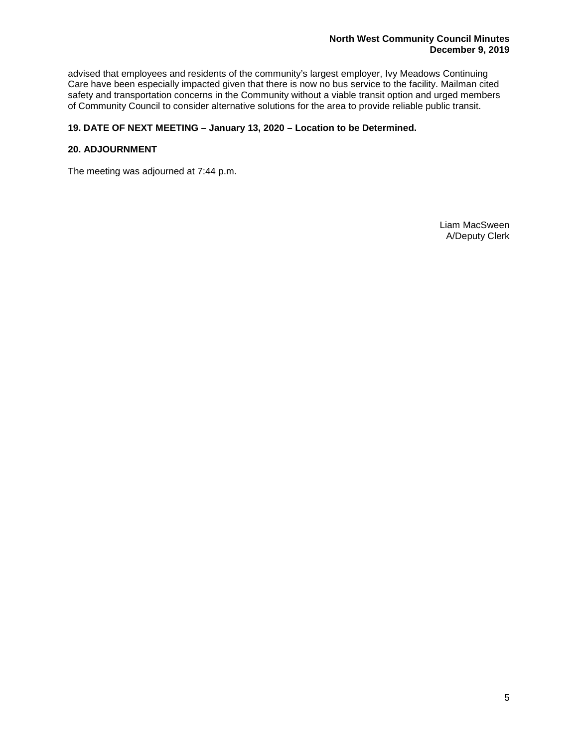advised that employees and residents of the community's largest employer, Ivy Meadows Continuing Care have been especially impacted given that there is now no bus service to the facility. Mailman cited safety and transportation concerns in the Community without a viable transit option and urged members of Community Council to consider alternative solutions for the area to provide reliable public transit.

## 19. DATE OF NEXT MEETING – January 13, 2020 – Location to be Determined.

## 20. ADJOURNMENT

The meeting was adjourned at 7:44 p.m.

Liam MacSween
A/Deputy Clerk